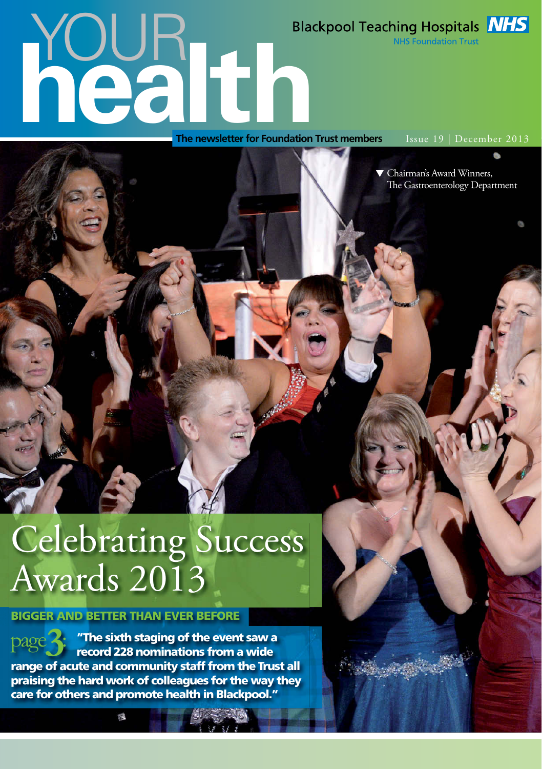# YOUR health

Blackpool Teaching Hospitals NHS

NHS Foundation Trust

The newsletter for Foundation Trust members

Issue 19 | December 2013

▼ Chairman's Award Winners, The Gastroenterology Department

# Celebrating Success Awards 2013

## BIGGER AND BETTER THAN EVER BEFORE

page 3: **"The sixth staging of the event saw a record 228 nominations from a wide range of acute and community staff from the Trust all praising the hard work of colleagues for the way they care for others and promote health in Blackpool."**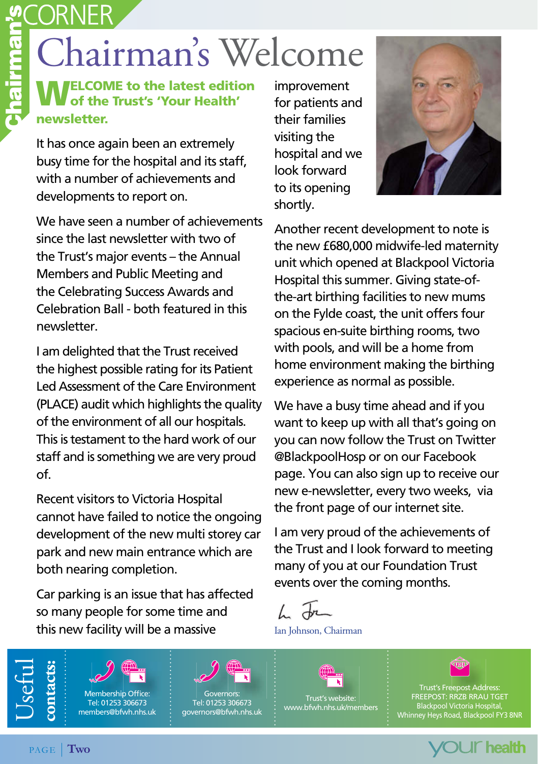# Chairman's Welcome

**WELCOME to the latest edition of the Trust's 'Your Health' newsletter.**

It has once again been an extremely busy time for the hospital and its staff, with a number of achievements and developments to report on.

We have seen a number of achievements since the last newsletter with two of the Trust's major events – the Annual Members and Public Meeting and the Celebrating Success Awards and Celebration Ball - both featured in this newsletter.

I am delighted that the Trust received the highest possible rating for its Patient Led Assessment of the Care Environment (PLACE) audit which highlights the quality of the environment of all our hospitals. This is testament to the hard work of our staff and is something we are very proud of.

Recent visitors to Victoria Hospital cannot have failed to notice the ongoing development of the new multi storey car park and new main entrance which are both nearing completion.

Car parking is an issue that has affected so many people for some time and this new facility will be a massive improvement for patients and their families visiting the hospital and we look forward to its opening shortly.

Another recent development to note is the new £680,000 midwife-led maternity unit which opened at Blackpool Victoria Hospital this summer. Giving state-of-the-art birthing facilities to new mums on the Fylde coast, the unit offers four spacious en-suite birthing rooms, two with pools, and will be a home from home environment making the birthing experience as normal as possible.

We have a busy time ahead and if you want to keep up with all that's going on you can now follow the Trust on Twitter @BlackpoolHosp or on our Facebook page. You can also sign up to receive our new e-newsletter, every two weeks, via the front page of our internet site.

I am very proud of the achievements of the Trust and I look forward to meeting many of you at our Foundation Trust events over the coming months.

Ian Johnson, Chairman

**Useful contacts:**

Membership Office:
Tel: 01253 306673
members@bfwh.nhs.uk

Governors:
Tel: 01253 306673
governors@bfwh.nhs.uk

Trust's website:
www.bfwh.nhs.uk/members

Trust's Freepost Address:
FREEPOST: RRZB RRAU TGET
Blackpool Victoria Hospital,
Whinney Heys Road, Blackpool FY3 8NR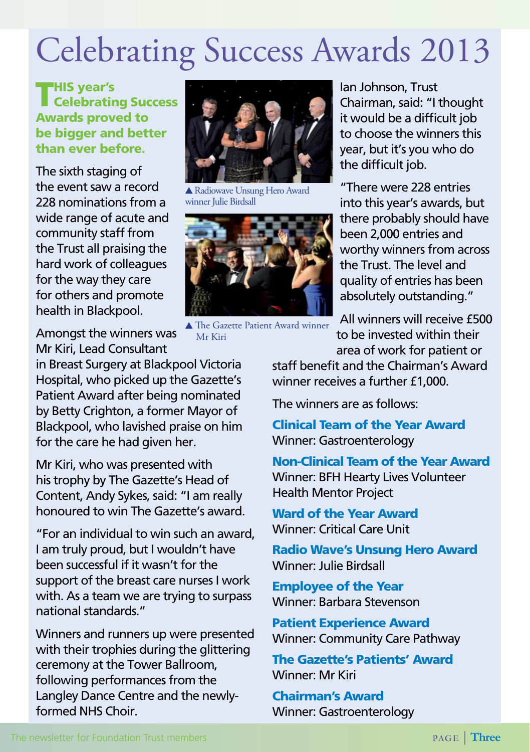# Celebrating Success Awards 2013

**THIS year's Celebrating Success Awards proved to be bigger and better than ever before.**

The sixth staging of the event saw a record 228 nominations from a wide range of acute and community staff from the Trust all praising the hard work of colleagues for the way they care for others and promote health in Blackpool.

Amongst the winners was Mr Kiri, Lead Consultant in Breast Surgery at Blackpool Victoria Hospital, who picked up the Gazette's Patient Award after being nominated by Betty Crighton, a former Mayor of Blackpool, who lavished praise on him for the care he had given her.

Mr Kiri, who was presented with his trophy by The Gazette's Head of Content, Andy Sykes, said: "I am really honoured to win The Gazette's award.

"For an individual to win such an award, I am truly proud, but I wouldn't have been successful if it wasn't for the support of the breast care nurses I work with. As a team we are trying to surpass national standards."

Winners and runners up were presented with their trophies during the glittering ceremony at the Tower Ballroom, following performances from the Langley Dance Centre and the newly-formed NHS Choir.

▲ Radiowave Unsung Hero Award winner Julie Birdsall

▲ The Gazette Patient Award winner Mr Kiri

Ian Johnson, Trust Chairman, said: "I thought it would be a difficult job to choose the winners this year, but it's you who do the difficult job.

"There were 228 entries into this year's awards, but there probably should have been 2,000 entries and worthy winners from across the Trust. The level and quality of entries has been absolutely outstanding."

All winners will receive £500 to be invested within their area of work for patient or staff benefit and the Chairman's Award winner receives a further £1,000.

The winners are as follows:

**Clinical Team of the Year Award**
Winner: Gastroenterology

**Non-Clinical Team of the Year Award**
Winner: BFH Hearty Lives Volunteer Health Mentor Project

**Ward of the Year Award**
Winner: Critical Care Unit

**Radio Wave's Unsung Hero Award**
Winner: Julie Birdsall

**Employee of the Year**
Winner: Barbara Stevenson

**Patient Experience Award**
Winner: Community Care Pathway

**The Gazette's Patients' Award**
Winner: Mr Kiri

**Chairman's Award**
Winner: Gastroenterology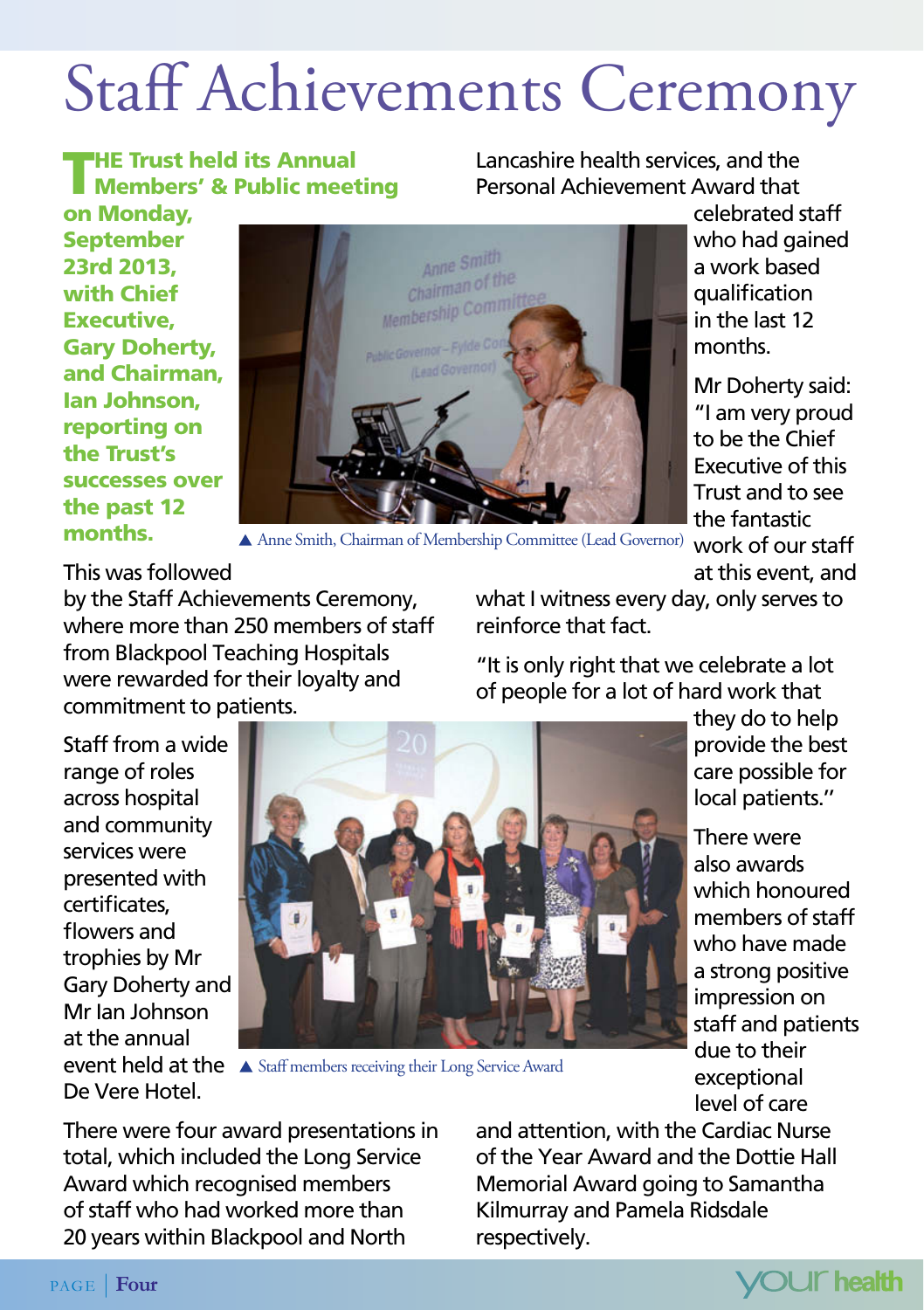# Staff Achievements Ceremony

**THE Trust held its Annual Members' & Public meeting on Monday, September 23rd 2013, with Chief Executive, Gary Doherty, and Chairman, Ian Johnson, reporting on the Trust's successes over the past 12 months.**

▲ Anne Smith, Chairman of Membership Committee (Lead Governor)

This was followed by the Staff Achievements Ceremony, where more than 250 members of staff from Blackpool Teaching Hospitals were rewarded for their loyalty and commitment to patients.

Staff from a wide range of roles across hospital and community services were presented with certificates, flowers and trophies by Mr Gary Doherty and Mr Ian Johnson at the annual event held at the De Vere Hotel.

▲ Staff members receiving their Long Service Award

There were four award presentations in total, which included the Long Service Award which recognised members of staff who had worked more than 20 years within Blackpool and North Lancashire health services, and the Personal Achievement Award that celebrated staff who had gained a work based qualification in the last 12 months.

Mr Doherty said: "I am very proud to be the Chief Executive of this Trust and to see the fantastic work of our staff at this event, and what I witness every day, only serves to reinforce that fact.

"It is only right that we celebrate a lot of people for a lot of hard work that they do to help provide the best care possible for local patients."

There were also awards which honoured members of staff who have made a strong positive impression on staff and patients due to their exceptional level of care and attention, with the Cardiac Nurse of the Year Award and the Dottie Hall Memorial Award going to Samantha Kilmurray and Pamela Ridsdale respectively.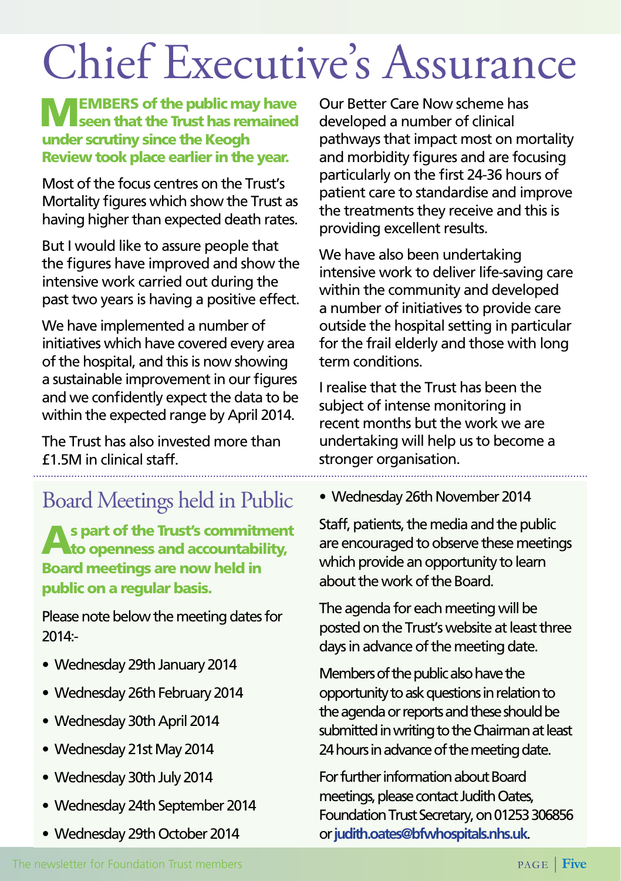# Chief Executive's Assurance

**MEMBERS of the public may have seen that the Trust has remained under scrutiny since the Keogh Review took place earlier in the year.**

Most of the focus centres on the Trust's Mortality figures which show the Trust as having higher than expected death rates.

But I would like to assure people that the figures have improved and show the intensive work carried out during the past two years is having a positive effect.

We have implemented a number of initiatives which have covered every area of the hospital, and this is now showing a sustainable improvement in our figures and we confidently expect the data to be within the expected range by April 2014.

The Trust has also invested more than £1.5M in clinical staff.

Our Better Care Now scheme has developed a number of clinical pathways that impact most on mortality and morbidity figures and are focusing particularly on the first 24-36 hours of patient care to standardise and improve the treatments they receive and this is providing excellent results.

We have also been undertaking intensive work to deliver life-saving care within the community and developed a number of initiatives to provide care outside the hospital setting in particular for the frail elderly and those with long term conditions.

I realise that the Trust has been the subject of intense monitoring in recent months but the work we are undertaking will help us to become a stronger organisation.

## Board Meetings held in Public

**As part of the Trust's commitment to openness and accountability, Board meetings are now held in public on a regular basis.**

Please note below the meeting dates for 2014:-

- Wednesday 29th January 2014
- Wednesday 26th February 2014
- Wednesday 30th April 2014
- Wednesday 21st May 2014
- Wednesday 30th July 2014
- Wednesday 24th September 2014
- Wednesday 29th October 2014
- Wednesday 26th November 2014

Staff, patients, the media and the public are encouraged to observe these meetings which provide an opportunity to learn about the work of the Board.

The agenda for each meeting will be posted on the Trust's website at least three days in advance of the meeting date.

Members of the public also have the opportunity to ask questions in relation to the agenda or reports and these should be submitted in writing to the Chairman at least 24 hours in advance of the meeting date.

For further information about Board meetings, please contact Judith Oates, Foundation Trust Secretary, on 01253 306856 or **judith.oates@bfwhospitals.nhs.uk**.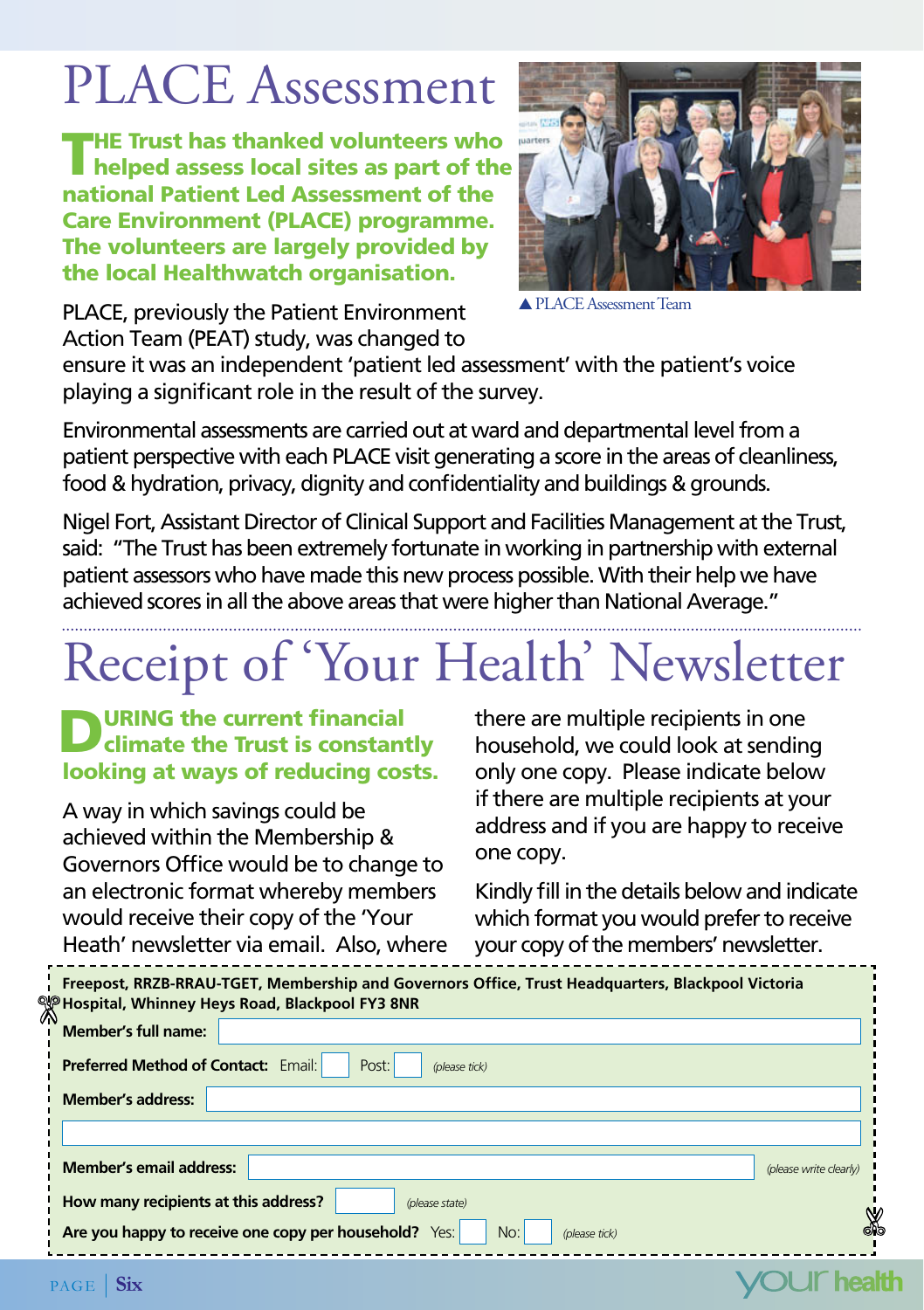# PLACE Assessment

**THE Trust has thanked volunteers who helped assess local sites as part of the national Patient Led Assessment of the Care Environment (PLACE) programme. The volunteers are largely provided by the local Healthwatch organisation.**

▲ PLACE Assessment Team

PLACE, previously the Patient Environment Action Team (PEAT) study, was changed to ensure it was an independent 'patient led assessment' with the patient's voice playing a significant role in the result of the survey.

Environmental assessments are carried out at ward and departmental level from a patient perspective with each PLACE visit generating a score in the areas of cleanliness, food & hydration, privacy, dignity and confidentiality and buildings & grounds.

Nigel Fort, Assistant Director of Clinical Support and Facilities Management at the Trust, said: "The Trust has been extremely fortunate in working in partnership with external patient assessors who have made this new process possible. With their help we have achieved scores in all the above areas that were higher than National Average."

# Receipt of 'Your Health' Newsletter

**DURING the current financial climate the Trust is constantly looking at ways of reducing costs.**

A way in which savings could be achieved within the Membership & Governors Office would be to change to an electronic format whereby members would receive their copy of the 'Your Heath' newsletter via email. Also, where there are multiple recipients in one household, we could look at sending only one copy. Please indicate below if there are multiple recipients at your address and if you are happy to receive one copy.

Kindly fill in the details below and indicate which format you would prefer to receive your copy of the members' newsletter.

**Freepost, RRZB-RRAU-TGET, Membership and Governors Office, Trust Headquarters, Blackpool Victoria Hospital, Whinney Heys Road, Blackpool FY3 8NR**

**Member's full name:** ____________________

**Preferred Method of Contact:** Email: ☐ Post: ☐ *(please tick)*

**Member's address:** ____________________

____________________

**Member's email address:** ____________________ *(please write clearly)*

**How many recipients at this address?** ____ *(please state)*

**Are you happy to receive one copy per household?** Yes: ☐ No: ☐ *(please tick)*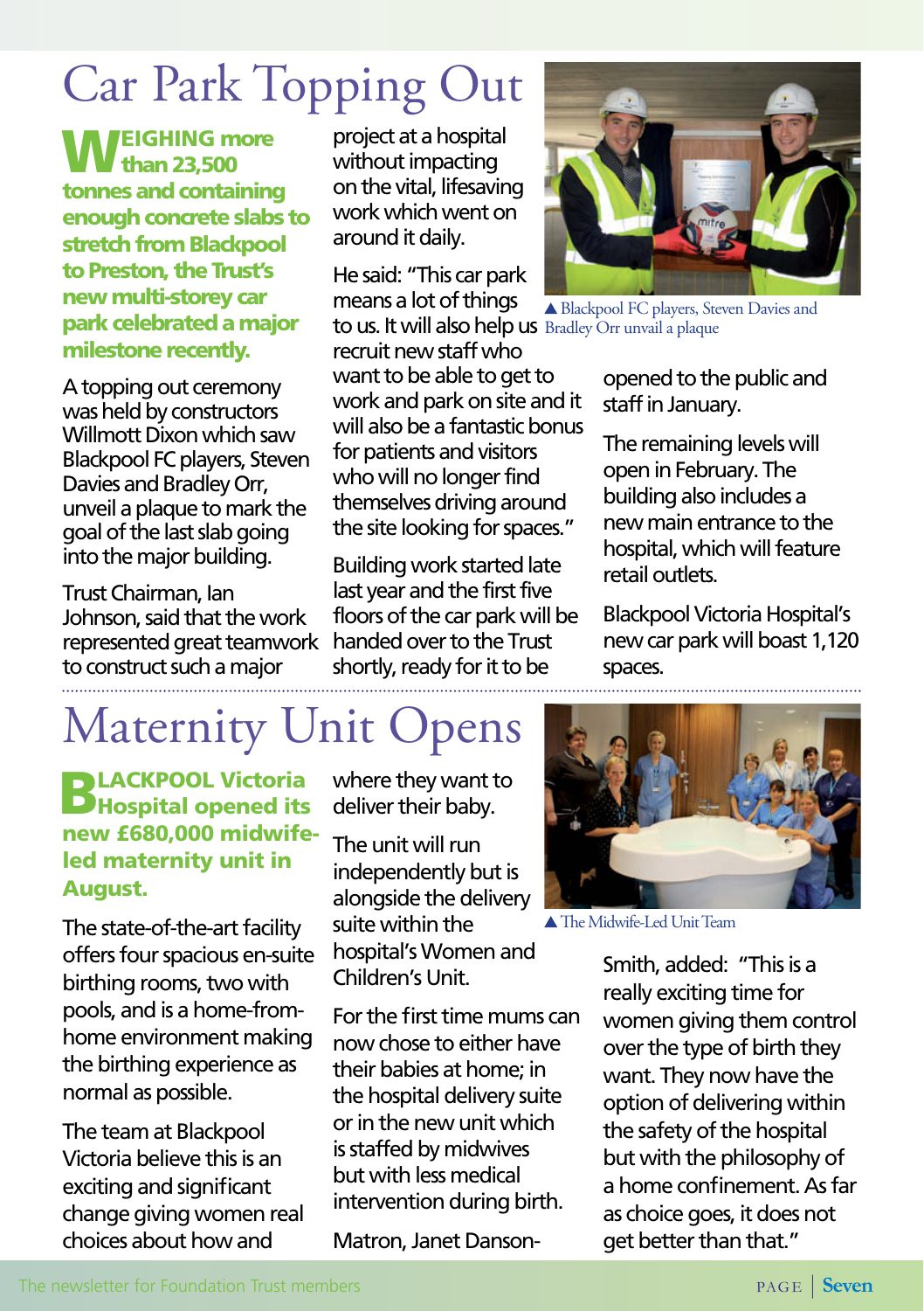# Car Park Topping Out

**WEIGHING more than 23,500 tonnes and containing enough concrete slabs to stretch from Blackpool to Preston, the Trust's new multi-storey car park celebrated a major milestone recently.**

A topping out ceremony was held by constructors Willmott Dixon which saw Blackpool FC players, Steven Davies and Bradley Orr, unveil a plaque to mark the goal of the last slab going into the major building.

Trust Chairman, Ian Johnson, said that the work represented great teamwork to construct such a major project at a hospital without impacting on the vital, lifesaving work which went on around it daily.

He said: "This car park means a lot of things to us. It will also help us recruit new staff who want to be able to get to work and park on site and it will also be a fantastic bonus for patients and visitors who will no longer find themselves driving around the site looking for spaces."

Building work started late last year and the first five floors of the car park will be handed over to the Trust shortly, ready for it to be opened to the public and staff in January.

The remaining levels will open in February. The building also includes a new main entrance to the hospital, which will feature retail outlets.

Blackpool Victoria Hospital's new car park will boast 1,120 spaces.

▲ Blackpool FC players, Steven Davies and Bradley Orr unvail a plaque

# Maternity Unit Opens

**BLACKPOOL Victoria Hospital opened its new £680,000 midwife-led maternity unit in August.**

The state-of-the-art facility offers four spacious en-suite birthing rooms, two with pools, and is a home-from-home environment making the birthing experience as normal as possible.

The team at Blackpool Victoria believe this is an exciting and significant change giving women real choices about how and where they want to deliver their baby.

The unit will run independently but is alongside the delivery suite within the hospital's Women and Children's Unit.

For the first time mums can now chose to either have their babies at home; in the hospital delivery suite or in the new unit which is staffed by midwives but with less medical intervention during birth.

Matron, Janet Danson-Smith, added: "This is a really exciting time for women giving them control over the type of birth they want. They now have the option of delivering within the safety of the hospital but with the philosophy of a home confinement. As far as choice goes, it does not get better than that."

▲ The Midwife-Led Unit Team

The newsletter for Foundation Trust members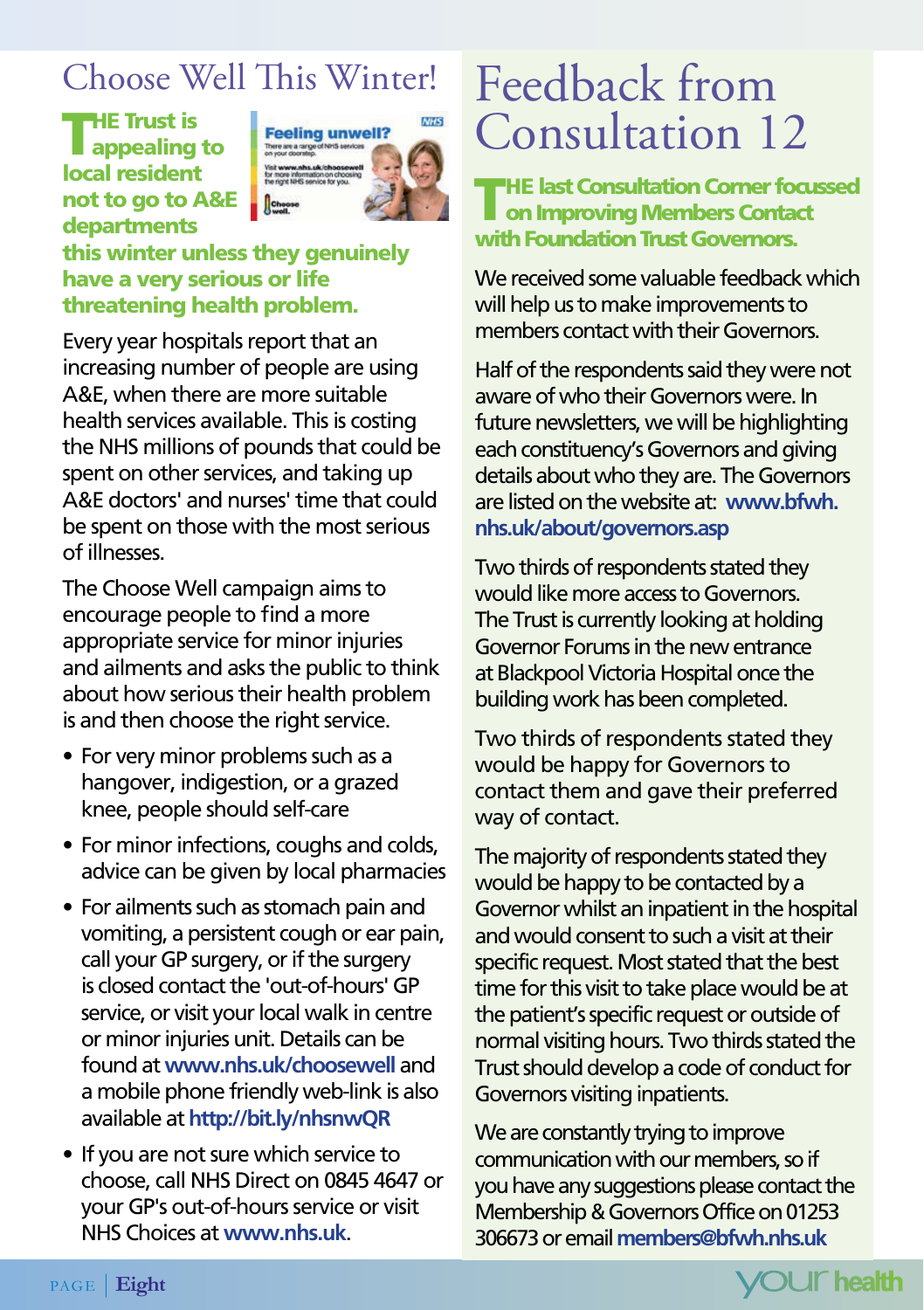# Choose Well This Winter!

**THE Trust is appealing to local resident not to go to A&E departments this winter unless they genuinely have a very serious or life threatening health problem.**

Every year hospitals report that an increasing number of people are using A&E, when there are more suitable health services available. This is costing the NHS millions of pounds that could be spent on other services, and taking up A&E doctors' and nurses' time that could be spent on those with the most serious of illnesses.

The Choose Well campaign aims to encourage people to find a more appropriate service for minor injuries and ailments and asks the public to think about how serious their health problem is and then choose the right service.

- For very minor problems such as a hangover, indigestion, or a grazed knee, people should self-care
- For minor infections, coughs and colds, advice can be given by local pharmacies
- For ailments such as stomach pain and vomiting, a persistent cough or ear pain, call your GP surgery, or if the surgery is closed contact the 'out-of-hours' GP service, or visit your local walk in centre or minor injuries unit. Details can be found at **www.nhs.uk/choosewell** and a mobile phone friendly web-link is also available at **http://bit.ly/nhsnwQR**
- If you are not sure which service to choose, call NHS Direct on 0845 4647 or your GP's out-of-hours service or visit NHS Choices at **www.nhs.uk**.

# Feedback from Consultation 12

**THE last Consultation Corner focussed on Improving Members Contact with Foundation Trust Governors.**

We received some valuable feedback which will help us to make improvements to members contact with their Governors.

Half of the respondents said they were not aware of who their Governors were. In future newsletters, we will be highlighting each constituency's Governors and giving details about who they are. The Governors are listed on the website at: **www.bfwh.nhs.uk/about/governors.asp**

Two thirds of respondents stated they would like more access to Governors. The Trust is currently looking at holding Governor Forums in the new entrance at Blackpool Victoria Hospital once the building work has been completed.

Two thirds of respondents stated they would be happy for Governors to contact them and gave their preferred way of contact.

The majority of respondents stated they would be happy to be contacted by a Governor whilst an inpatient in the hospital and would consent to such a visit at their specific request. Most stated that the best time for this visit to take place would be at the patient's specific request or outside of normal visiting hours. Two thirds stated the Trust should develop a code of conduct for Governors visiting inpatients.

We are constantly trying to improve communication with our members, so if you have any suggestions please contact the Membership & Governors Office on 01253 306673 or email **members@bfwh.nhs.uk**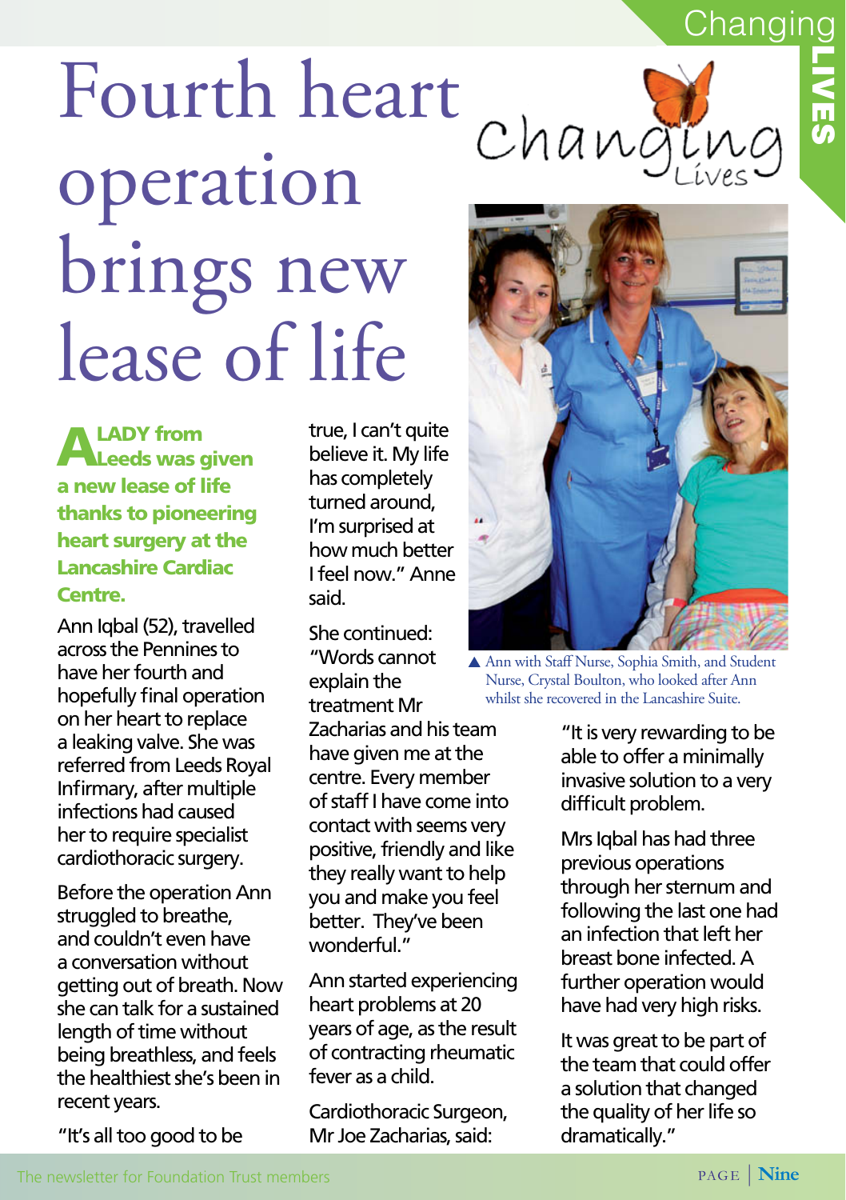# Fourth heart operation brings new lease of life

**A LADY from Leeds was given a new lease of life thanks to pioneering heart surgery at the Lancashire Cardiac Centre.**

Ann Iqbal (52), travelled across the Pennines to have her fourth and hopefully final operation on her heart to replace a leaking valve. She was referred from Leeds Royal Infirmary, after multiple infections had caused her to require specialist cardiothoracic surgery.

Before the operation Ann struggled to breathe, and couldn't even have a conversation without getting out of breath. Now she can talk for a sustained length of time without being breathless, and feels the healthiest she's been in recent years.

"It's all too good to be true, I can't quite believe it. My life has completely turned around, I'm surprised at how much better I feel now." Anne said.

She continued: "Words cannot explain the treatment Mr Zacharias and his team have given me at the centre. Every member of staff I have come into contact with seems very positive, friendly and like they really want to help you and make you feel better. They've been wonderful."

Ann started experiencing heart problems at 20 years of age, as the result of contracting rheumatic fever as a child.

Cardiothoracic Surgeon, Mr Joe Zacharias, said:

▲ Ann with Staff Nurse, Sophia Smith, and Student Nurse, Crystal Boulton, who looked after Ann whilst she recovered in the Lancashire Suite.

"It is very rewarding to be able to offer a minimally invasive solution to a very difficult problem.

Mrs Iqbal has had three previous operations through her sternum and following the last one had an infection that left her breast bone infected. A further operation would have had very high risks.

It was great to be part of the team that could offer a solution that changed the quality of her life so dramatically."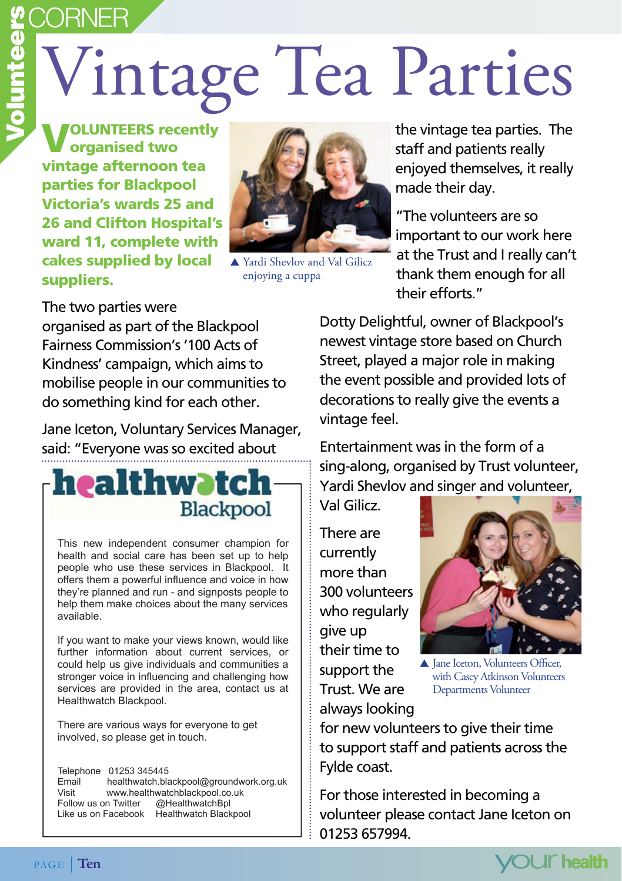Volunteers CORNER

# Vintage Tea Parties

**VOLUNTEERS recently organised two vintage afternoon tea parties for Blackpool Victoria's wards 25 and 26 and Clifton Hospital's ward 11, complete with cakes supplied by local suppliers.**

▲ Yardi Shevlov and Val Gilicz enjoying a cuppa

The two parties were organised as part of the Blackpool Fairness Commission's '100 Acts of Kindness' campaign, which aims to mobilise people in our communities to do something kind for each other.

Jane Iceton, Voluntary Services Manager, said: "Everyone was so excited about the vintage tea parties. The staff and patients really enjoyed themselves, it really made their day.

"The volunteers are so important to our work here at the Trust and I really can't thank them enough for all their efforts."

Dotty Delightful, owner of Blackpool's newest vintage store based on Church Street, played a major role in making the event possible and provided lots of decorations to really give the events a vintage feel.

Entertainment was in the form of a sing-along, organised by Trust volunteer, Yardi Shevlov and singer and volunteer, Val Gilicz.

There are currently more than 300 volunteers who regularly give up their time to support the Trust. We are always looking for new volunteers to give their time to support staff and patients across the Fylde coast.

▲ Jane Iceton, Volunteers Officer, with Casey Atkinson Volunteers Departments Volunteer

For those interested in becoming a volunteer please contact Jane Iceton on 01253 657994.

## healthwatch Blackpool

This new independent consumer champion for health and social care has been set up to help people who use these services in Blackpool. It offers them a powerful influence and voice in how they're planned and run - and signposts people to help them make choices about the many services available.

If you want to make your views known, would like further information about current services, or could help us give individuals and communities a stronger voice in influencing and challenging how services are provided in the area, contact us at Healthwatch Blackpool.

There are various ways for everyone to get involved, so please get in touch.

Telephone 01253 345445
Email healthwatch.blackpool@groundwork.org.uk
Visit www.healthwatchblackpool.co.uk
Follow us on Twitter @HealthwatchBpl
Like us on Facebook Healthwatch Blackpool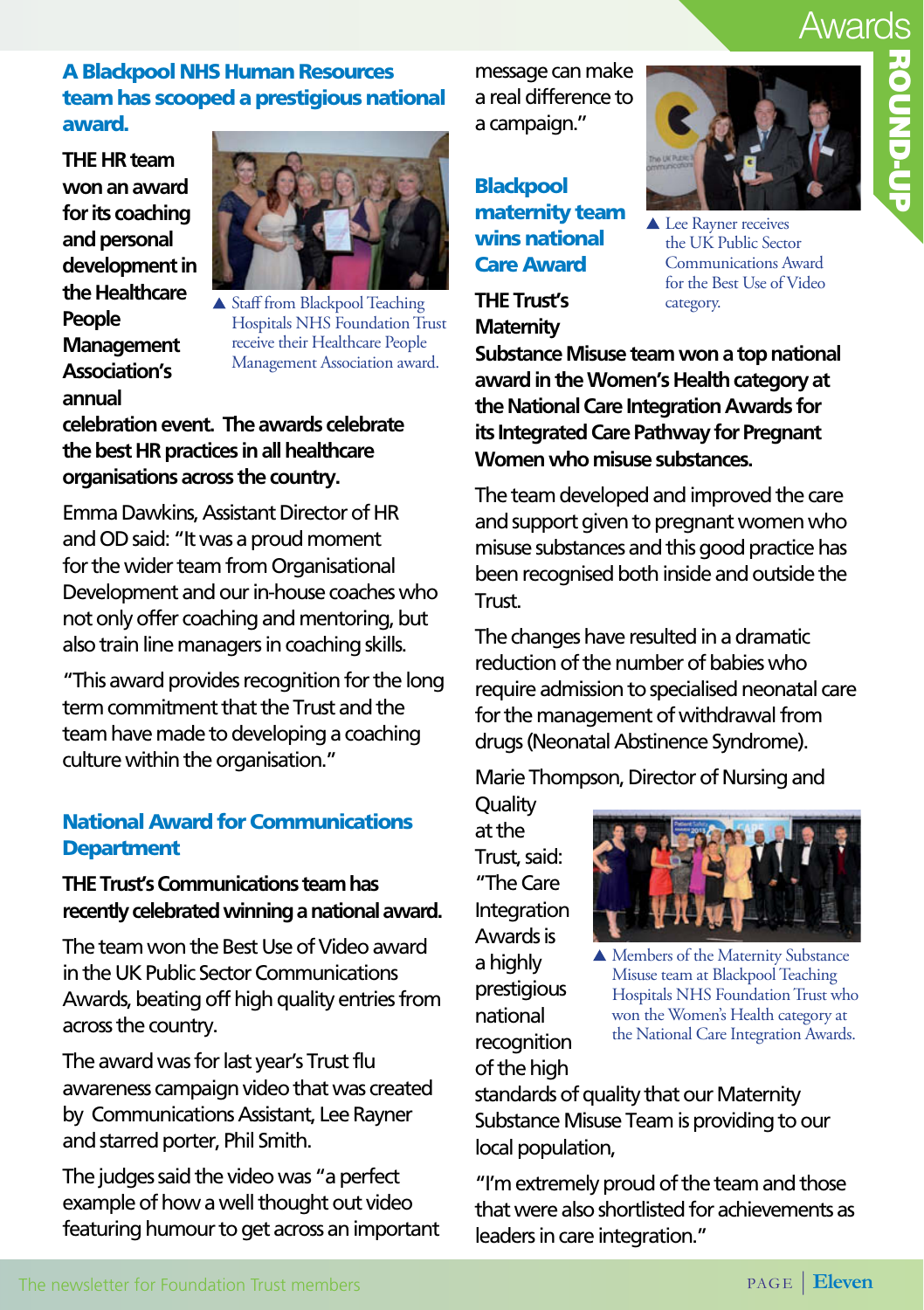# Awards ROUND-UP

## A Blackpool NHS Human Resources team has scooped a prestigious national award.

**THE HR team won an award for its coaching and personal development in the Healthcare People Management Association's annual celebration event. The awards celebrate the best HR practices in all healthcare organisations across the country.**

▲ Staff from Blackpool Teaching Hospitals NHS Foundation Trust receive their Healthcare People Management Association award.

Emma Dawkins, Assistant Director of HR and OD said: "It was a proud moment for the wider team from Organisational Development and our in-house coaches who not only offer coaching and mentoring, but also train line managers in coaching skills.

"This award provides recognition for the long term commitment that the Trust and the team have made to developing a coaching culture within the organisation."

## National Award for Communications Department

**THE Trust's Communications team has recently celebrated winning a national award.**

The team won the Best Use of Video award in the UK Public Sector Communications Awards, beating off high quality entries from across the country.

The award was for last year's Trust flu awareness campaign video that was created by Communications Assistant, Lee Rayner and starred porter, Phil Smith.

The judges said the video was "a perfect example of how a well thought out video featuring humour to get across an important message can make a real difference to a campaign."

▲ Lee Rayner receives the UK Public Sector Communications Award for the Best Use of Video category.

## Blackpool maternity team wins national Care Award

**THE Trust's Maternity Substance Misuse team won a top national award in the Women's Health category at the National Care Integration Awards for its Integrated Care Pathway for Pregnant Women who misuse substances.**

The team developed and improved the care and support given to pregnant women who misuse substances and this good practice has been recognised both inside and outside the Trust.

The changes have resulted in a dramatic reduction of the number of babies who require admission to specialised neonatal care for the management of withdrawal from drugs (Neonatal Abstinence Syndrome).

Marie Thompson, Director of Nursing and Quality at the Trust, said: "The Care Integration Awards is a highly prestigious national recognition of the high standards of quality that our Maternity Substance Misuse Team is providing to our local population,

▲ Members of the Maternity Substance Misuse team at Blackpool Teaching Hospitals NHS Foundation Trust who won the Women's Health category at the National Care Integration Awards.

"I'm extremely proud of the team and those that were also shortlisted for achievements as leaders in care integration."

The newsletter for Foundation Trust members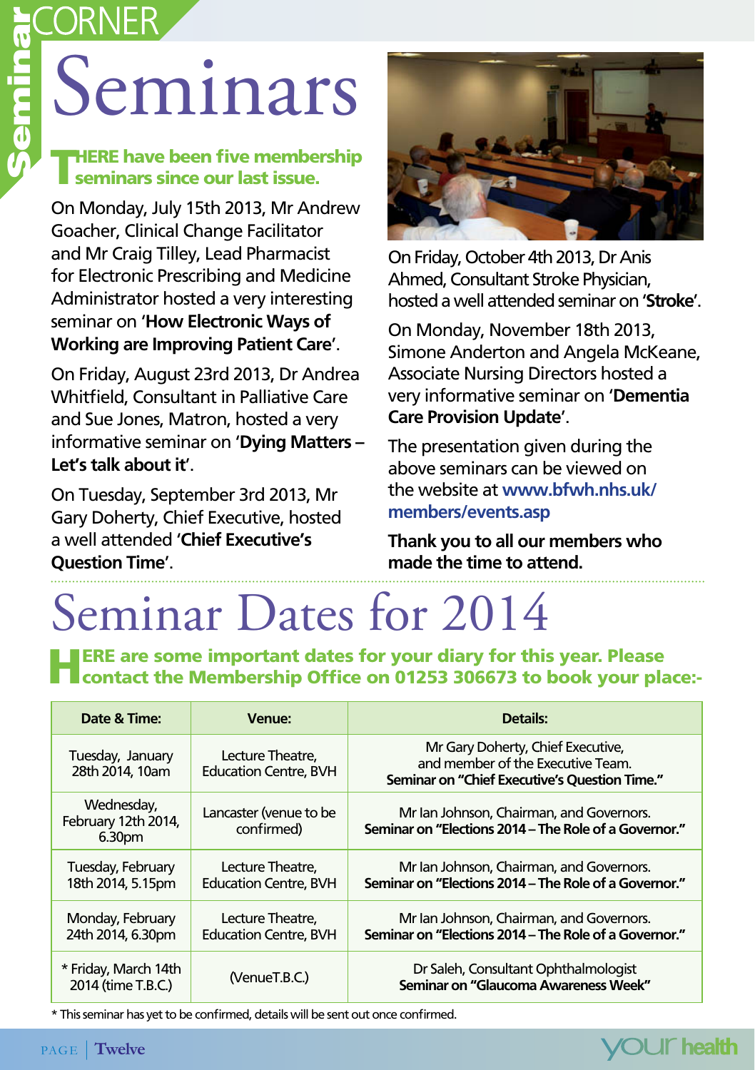# Seminars

**THERE have been five membership seminars since our last issue.**

On Monday, July 15th 2013, Mr Andrew Goacher, Clinical Change Facilitator and Mr Craig Tilley, Lead Pharmacist for Electronic Prescribing and Medicine Administrator hosted a very interesting seminar on '**How Electronic Ways of Working are Improving Patient Care**'.

On Friday, August 23rd 2013, Dr Andrea Whitfield, Consultant in Palliative Care and Sue Jones, Matron, hosted a very informative seminar on '**Dying Matters – Let's talk about it**'.

On Tuesday, September 3rd 2013, Mr Gary Doherty, Chief Executive, hosted a well attended '**Chief Executive's Question Time**'.

On Friday, October 4th 2013, Dr Anis Ahmed, Consultant Stroke Physician, hosted a well attended seminar on '**Stroke**'.

On Monday, November 18th 2013, Simone Anderton and Angela McKeane, Associate Nursing Directors hosted a very informative seminar on '**Dementia Care Provision Update**'.

The presentation given during the above seminars can be viewed on the website at **www.bfwh.nhs.uk/members/events.asp**

**Thank you to all our members who made the time to attend.**

# Seminar Dates for 2014

**HERE are some important dates for your diary for this year. Please contact the Membership Office on 01253 306673 to book your place:-**

| Date & Time: | Venue: | Details: |
|---|---|---|
| Tuesday, January 28th 2014, 10am | Lecture Theatre, Education Centre, BVH | Mr Gary Doherty, Chief Executive, and member of the Executive Team. **Seminar on "Chief Executive's Question Time."** |
| Wednesday, February 12th 2014, 6.30pm | Lancaster (venue to be confirmed) | Mr Ian Johnson, Chairman, and Governors. **Seminar on "Elections 2014 – The Role of a Governor."** |
| Tuesday, February 18th 2014, 5.15pm | Lecture Theatre, Education Centre, BVH | Mr Ian Johnson, Chairman, and Governors. **Seminar on "Elections 2014 – The Role of a Governor."** |
| Monday, February 24th 2014, 6.30pm | Lecture Theatre, Education Centre, BVH | Mr Ian Johnson, Chairman, and Governors. **Seminar on "Elections 2014 – The Role of a Governor."** |
| * Friday, March 14th 2014 (time T.B.C.) | (VenueT.B.C.) | Dr Saleh, Consultant Ophthalmologist **Seminar on "Glaucoma Awareness Week"** |

* This seminar has yet to be confirmed, details will be sent out once confirmed.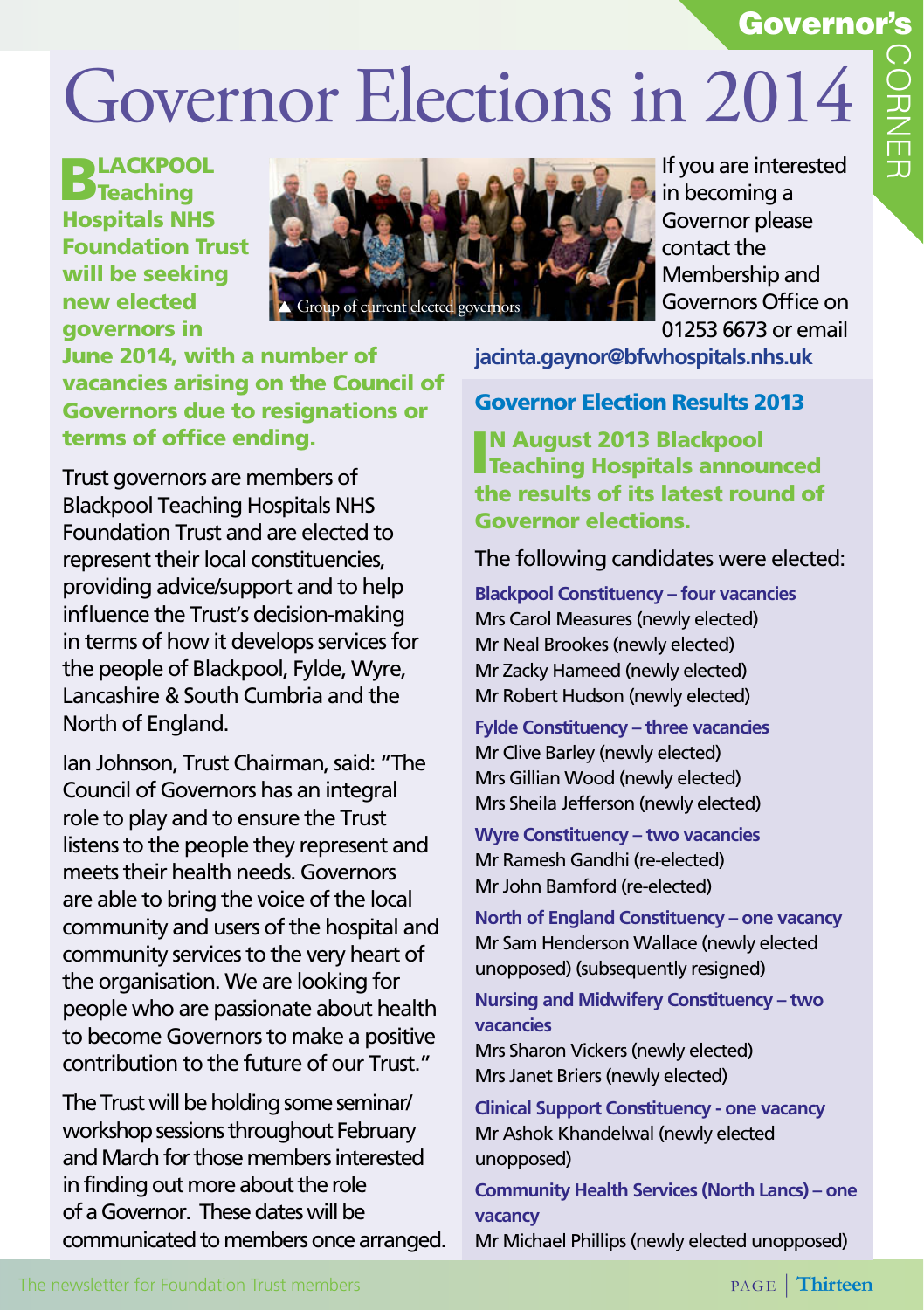# Governor Elections in 2014

**BLACKPOOL Teaching Hospitals NHS Foundation Trust will be seeking new elected governors in June 2014, with a number of vacancies arising on the Council of Governors due to resignations or terms of office ending.**

▲ Group of current elected governors

Trust governors are members of Blackpool Teaching Hospitals NHS Foundation Trust and are elected to represent their local constituencies, providing advice/support and to help influence the Trust's decision-making in terms of how it develops services for the people of Blackpool, Fylde, Wyre, Lancashire & South Cumbria and the North of England.

Ian Johnson, Trust Chairman, said: "The Council of Governors has an integral role to play and to ensure the Trust listens to the people they represent and meets their health needs. Governors are able to bring the voice of the local community and users of the hospital and community services to the very heart of the organisation. We are looking for people who are passionate about health to become Governors to make a positive contribution to the future of our Trust."

The Trust will be holding some seminar/workshop sessions throughout February and March for those members interested in finding out more about the role of a Governor. These dates will be communicated to members once arranged.

If you are interested in becoming a Governor please contact the Membership and Governors Office on 01253 6673 or email **jacinta.gaynor@bfwhospitals.nhs.uk**

## Governor Election Results 2013

**IN August 2013 Blackpool Teaching Hospitals announced the results of its latest round of Governor elections.**

The following candidates were elected:

**Blackpool Constituency – four vacancies**
Mrs Carol Measures (newly elected)
Mr Neal Brookes (newly elected)
Mr Zacky Hameed (newly elected)
Mr Robert Hudson (newly elected)

**Fylde Constituency – three vacancies**
Mr Clive Barley (newly elected)
Mrs Gillian Wood (newly elected)
Mrs Sheila Jefferson (newly elected)

**Wyre Constituency – two vacancies**
Mr Ramesh Gandhi (re-elected)
Mr John Bamford (re-elected)

**North of England Constituency – one vacancy**
Mr Sam Henderson Wallace (newly elected unopposed) (subsequently resigned)

**Nursing and Midwifery Constituency – two vacancies**
Mrs Sharon Vickers (newly elected)
Mrs Janet Briers (newly elected)

**Clinical Support Constituency - one vacancy**
Mr Ashok Khandelwal (newly elected unopposed)

**Community Health Services (North Lancs) – one vacancy**
Mr Michael Phillips (newly elected unopposed)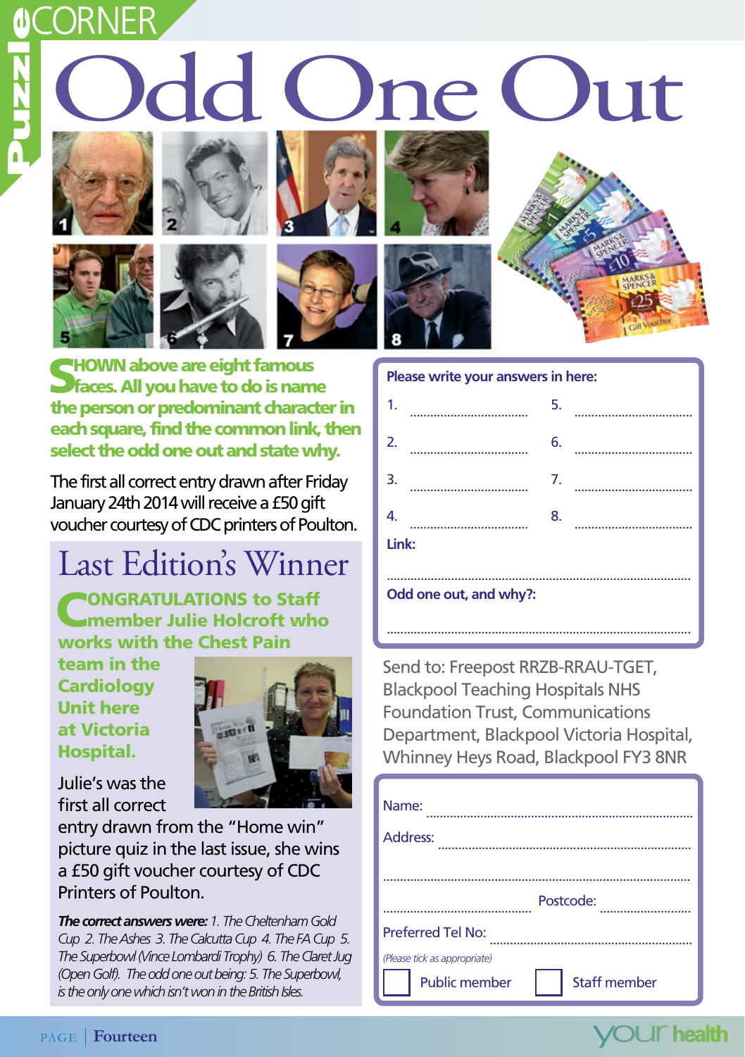# Puzzle CORNER

# Odd One Out

1 2 3 4

5 6 7 8

**SHOWN above are eight famous faces. All you have to do is name the person or predominant character in each square, find the common link, then select the odd one out and state why.**

The first all correct entry drawn after Friday January 24th 2014 will receive a £50 gift voucher courtesy of CDC printers of Poulton.

## Last Edition's Winner

**CONGRATULATIONS to Staff member Julie Holcroft who works with the Chest Pain team in the Cardiology Unit here at Victoria Hospital.**

Julie's was the first all correct entry drawn from the "Home win" picture quiz in the last issue, she wins a £50 gift voucher courtesy of CDC Printers of Poulton.

***The correct answers were:*** *1. The Cheltenham Gold Cup 2. The Ashes 3. The Calcutta Cup 4. The FA Cup 5. The Superbowl (Vince Lombardi Trophy) 6. The Claret Jug (Open Golf). The odd one out being: 5. The Superbowl, is the only one which isn't won in the British Isles.*

**Please write your answers in here:**

1. ..................................
2. ..................................
3. ..................................
4. ..................................
5. ..................................
6. ..................................
7. ..................................
8. ..................................

**Link:**

..................................................................................

**Odd one out, and why?:**

..................................................................................

Send to: Freepost RRZB-RRAU-TGET, Blackpool Teaching Hospitals NHS Foundation Trust, Communications Department, Blackpool Victoria Hospital, Whinney Heys Road, Blackpool FY3 8NR

Name: ..................................................................................

Address: ..................................................................................

..................................................................................

.................................................. Postcode: ..............................

Preferred Tel No: ..................................................................................

*(Please tick as appropriate)*

☐ Public member ☐ Staff member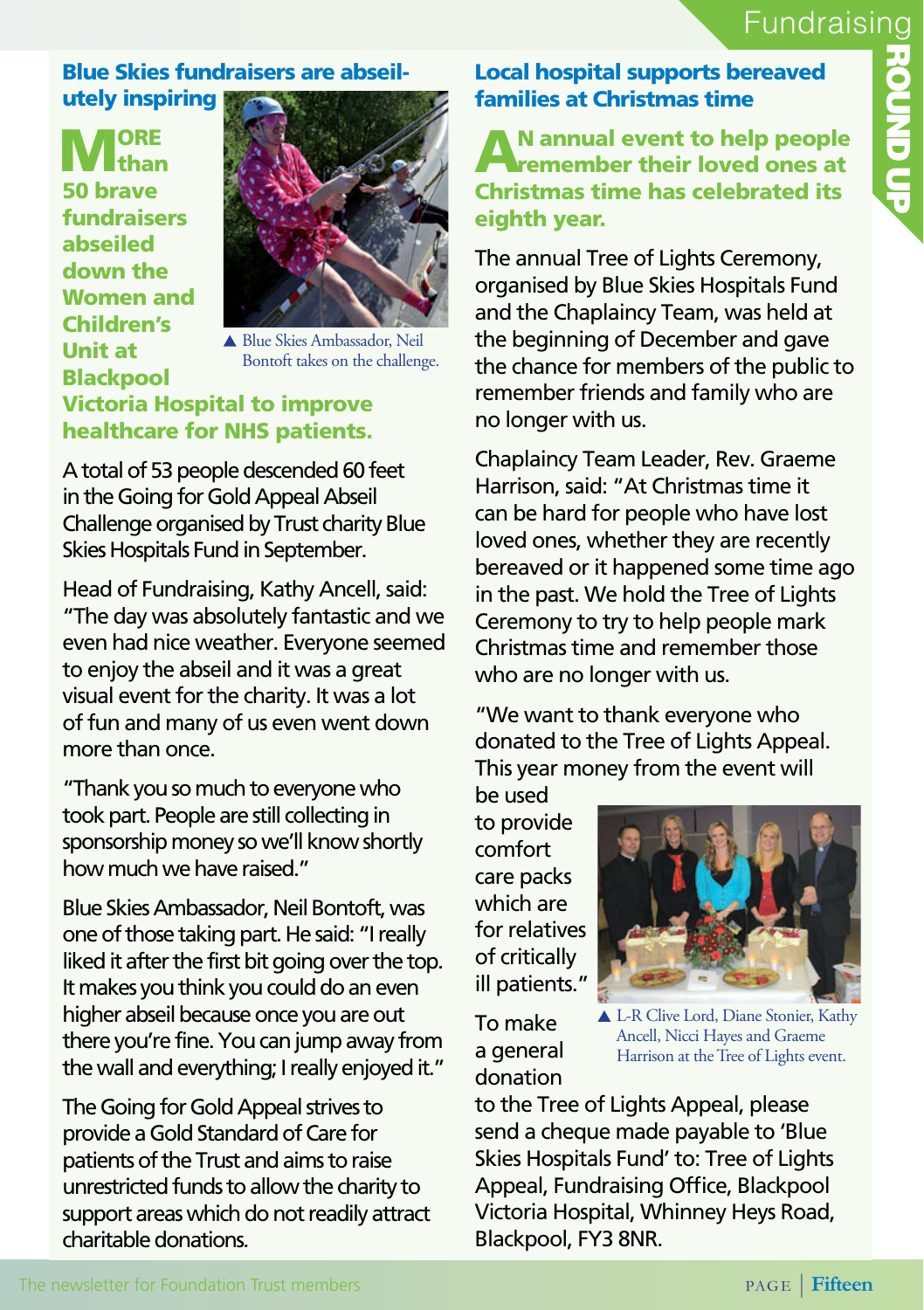# Fundraising ROUND UP

## Blue Skies fundraisers are abseil-utely inspiring

**MORE than 50 brave fundraisers abseiled down the Women and Children's Unit at Blackpool Victoria Hospital to improve healthcare for NHS patients.**

▲ Blue Skies Ambassador, Neil Bontoft takes on the challenge.

A total of 53 people descended 60 feet in the Going for Gold Appeal Abseil Challenge organised by Trust charity Blue Skies Hospitals Fund in September.

Head of Fundraising, Kathy Ancell, said: "The day was absolutely fantastic and we even had nice weather. Everyone seemed to enjoy the abseil and it was a great visual event for the charity. It was a lot of fun and many of us even went down more than once.

"Thank you so much to everyone who took part. People are still collecting in sponsorship money so we'll know shortly how much we have raised."

Blue Skies Ambassador, Neil Bontoft, was one of those taking part. He said: "I really liked it after the first bit going over the top. It makes you think you could do an even higher abseil because once you are out there you're fine. You can jump away from the wall and everything; I really enjoyed it."

The Going for Gold Appeal strives to provide a Gold Standard of Care for patients of the Trust and aims to raise unrestricted funds to allow the charity to support areas which do not readily attract charitable donations.

## Local hospital supports bereaved families at Christmas time

**AN annual event to help people remember their loved ones at Christmas time has celebrated its eighth year.**

The annual Tree of Lights Ceremony, organised by Blue Skies Hospitals Fund and the Chaplaincy Team, was held at the beginning of December and gave the chance for members of the public to remember friends and family who are no longer with us.

Chaplaincy Team Leader, Rev. Graeme Harrison, said: "At Christmas time it can be hard for people who have lost loved ones, whether they are recently bereaved or it happened some time ago in the past. We hold the Tree of Lights Ceremony to try to help people mark Christmas time and remember those who are no longer with us.

"We want to thank everyone who donated to the Tree of Lights Appeal. This year money from the event will be used to provide comfort care packs which are for relatives of critically ill patients."

▲ L-R Clive Lord, Diane Stonier, Kathy Ancell, Nicci Hayes and Graeme Harrison at the Tree of Lights event.

To make a general donation to the Tree of Lights Appeal, please send a cheque made payable to 'Blue Skies Hospitals Fund' to: Tree of Lights Appeal, Fundraising Office, Blackpool Victoria Hospital, Whinney Heys Road, Blackpool, FY3 8NR.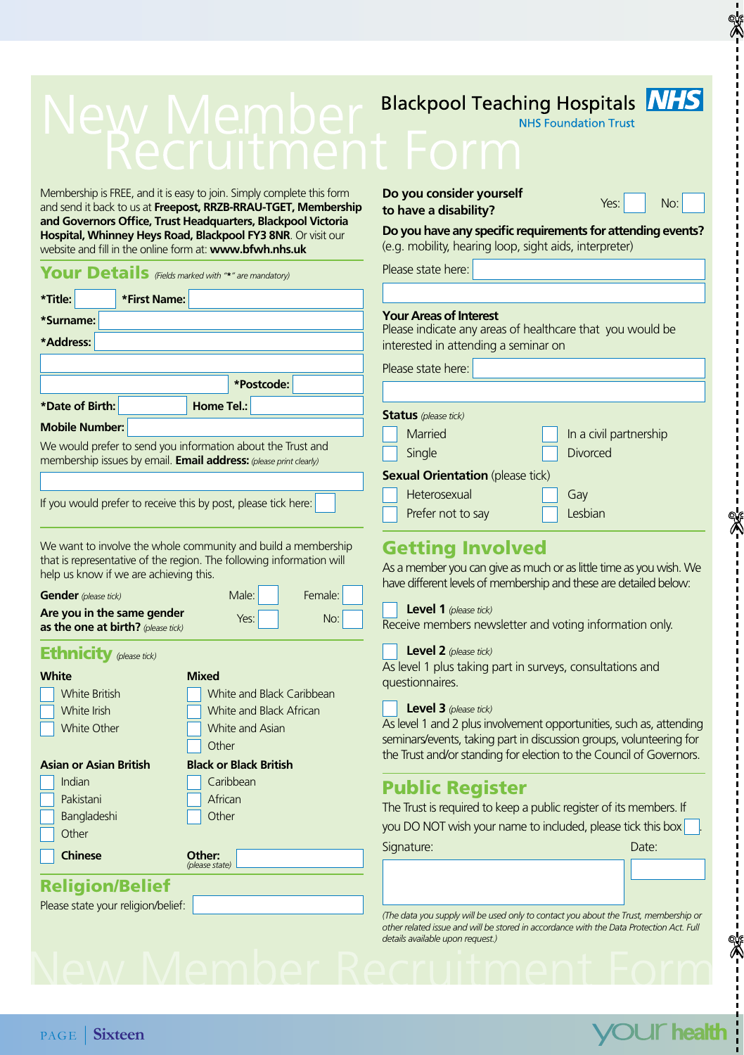# New Member Recruitment Form

Blackpool Teaching Hospitals NHS
NHS Foundation Trust

Membership is FREE, and it is easy to join. Simply complete this form and send it back to us at **Freepost, RRZB-RRAU-TGET, Membership and Governors Office, Trust Headquarters, Blackpool Victoria Hospital, Whinney Heys Road, Blackpool FY3 8NR**. Or visit our website and fill in the online form at: **www.bfwh.nhs.uk**

## Your Details *(Fields marked with "*" are mandatory)*

**\*Title:** ______ **\*First Name:** ______

**\*Surname:** ______

**\*Address:** ______

**\*Postcode:** ______

**\*Date of Birth:** ______ **Home Tel.:** ______

**Mobile Number:** ______

We would prefer to send you information about the Trust and membership issues by email. **Email address:** *(please print clearly)*

______

If you would prefer to receive this by post, please tick here: ☐

We want to involve the whole community and build a membership that is representative of the region. The following information will help us know if we are achieving this.

**Gender** *(please tick)* Male: ☐ Female: ☐

**Are you in the same gender as the one at birth?** *(please tick)* Yes: ☐ No: ☐

## Ethnicity *(please tick)*

**White**
- ☐ White British
- ☐ White Irish
- ☐ White Other

**Mixed**
- ☐ White and Black Caribbean
- ☐ White and Black African
- ☐ White and Asian
- ☐ Other

**Asian or Asian British**
- ☐ Indian
- ☐ Pakistani
- ☐ Bangladeshi
- ☐ Other

**Black or Black British**
- ☐ Caribbean
- ☐ African
- ☐ Other

☐ **Chinese**

**Other:** *(please state)* ______

## Religion/Belief

Please state your religion/belief: ______

**Do you consider yourself to have a disability?** Yes: ☐ No: ☐

**Do you have any specific requirements for attending events?** (e.g. mobility, hearing loop, sight aids, interpreter)

Please state here: ______

**Your Areas of Interest**
Please indicate any areas of healthcare that you would be interested in attending a seminar on

Please state here: ______

**Status** *(please tick)*
- ☐ Married
- ☐ In a civil partnership
- ☐ Single
- ☐ Divorced

**Sexual Orientation** (please tick)
- ☐ Heterosexual
- ☐ Gay
- ☐ Prefer not to say
- ☐ Lesbian

## Getting Involved

As a member you can give as much or as little time as you wish. We have different levels of membership and these are detailed below:

☐ **Level 1** *(please tick)*
Receive members newsletter and voting information only.

☐ **Level 2** *(please tick)*
As level 1 plus taking part in surveys, consultations and questionnaires.

☐ **Level 3** *(please tick)*
As level 1 and 2 plus involvement opportunities, such as, attending seminars/events, taking part in discussion groups, volunteering for the Trust and/or standing for election to the Council of Governors.

## Public Register

The Trust is required to keep a public register of its members. If you DO NOT wish your name to included, please tick this box ☐.

Signature: ______ Date: ______

*(The data you supply will be used only to contact you about the Trust, membership or other related issue and will be stored in accordance with the Data Protection Act. Full details available upon request.)*